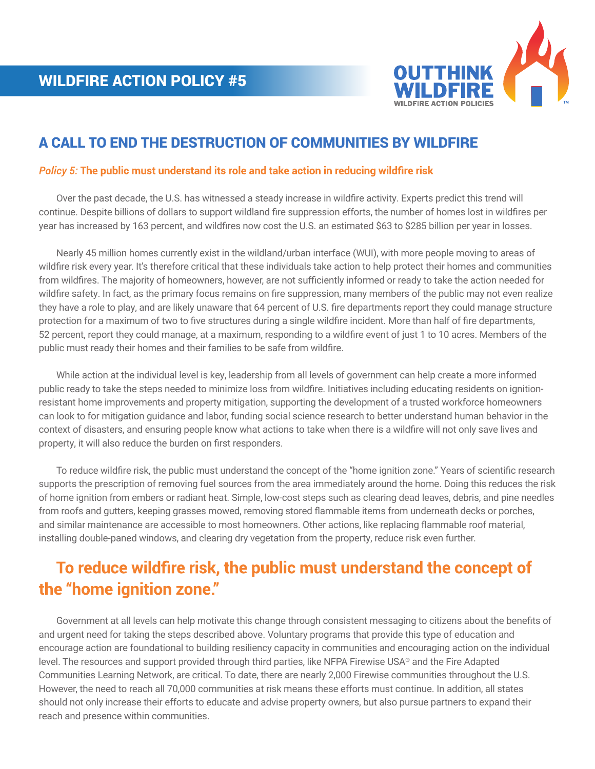# WILDFIRE ACTION POLICY #5

OUTTHINK WILDFIRE
WILDFIRE ACTION POLICIES

## A CALL TO END THE DESTRUCTION OF COMMUNITIES BY WILDFIRE

***Policy 5:* The public must understand its role and take action in reducing wildfire risk**

Over the past decade, the U.S. has witnessed a steady increase in wildfire activity. Experts predict this trend will continue. Despite billions of dollars to support wildland fire suppression efforts, the number of homes lost in wildfires per year has increased by 163 percent, and wildfires now cost the U.S. an estimated $63 to $285 billion per year in losses.

Nearly 45 million homes currently exist in the wildland/urban interface (WUI), with more people moving to areas of wildfire risk every year. It's therefore critical that these individuals take action to help protect their homes and communities from wildfires. The majority of homeowners, however, are not sufficiently informed or ready to take the action needed for wildfire safety. In fact, as the primary focus remains on fire suppression, many members of the public may not even realize they have a role to play, and are likely unaware that 64 percent of U.S. fire departments report they could manage structure protection for a maximum of two to five structures during a single wildfire incident. More than half of fire departments, 52 percent, report they could manage, at a maximum, responding to a wildfire event of just 1 to 10 acres. Members of the public must ready their homes and their families to be safe from wildfire.

While action at the individual level is key, leadership from all levels of government can help create a more informed public ready to take the steps needed to minimize loss from wildfire. Initiatives including educating residents on ignition-resistant home improvements and property mitigation, supporting the development of a trusted workforce homeowners can look to for mitigation guidance and labor, funding social science research to better understand human behavior in the context of disasters, and ensuring people know what actions to take when there is a wildfire will not only save lives and property, it will also reduce the burden on first responders.

To reduce wildfire risk, the public must understand the concept of the "home ignition zone." Years of scientific research supports the prescription of removing fuel sources from the area immediately around the home. Doing this reduces the risk of home ignition from embers or radiant heat. Simple, low-cost steps such as clearing dead leaves, debris, and pine needles from roofs and gutters, keeping grasses mowed, removing stored flammable items from underneath decks or porches, and similar maintenance are accessible to most homeowners. Other actions, like replacing flammable roof material, installing double-paned windows, and clearing dry vegetation from the property, reduce risk even further.

## To reduce wildfire risk, the public must understand the concept of the "home ignition zone."

Government at all levels can help motivate this change through consistent messaging to citizens about the benefits of and urgent need for taking the steps described above. Voluntary programs that provide this type of education and encourage action are foundational to building resiliency capacity in communities and encouraging action on the individual level. The resources and support provided through third parties, like NFPA Firewise USA® and the Fire Adapted Communities Learning Network, are critical. To date, there are nearly 2,000 Firewise communities throughout the U.S. However, the need to reach all 70,000 communities at risk means these efforts must continue. In addition, all states should not only increase their efforts to educate and advise property owners, but also pursue partners to expand their reach and presence within communities.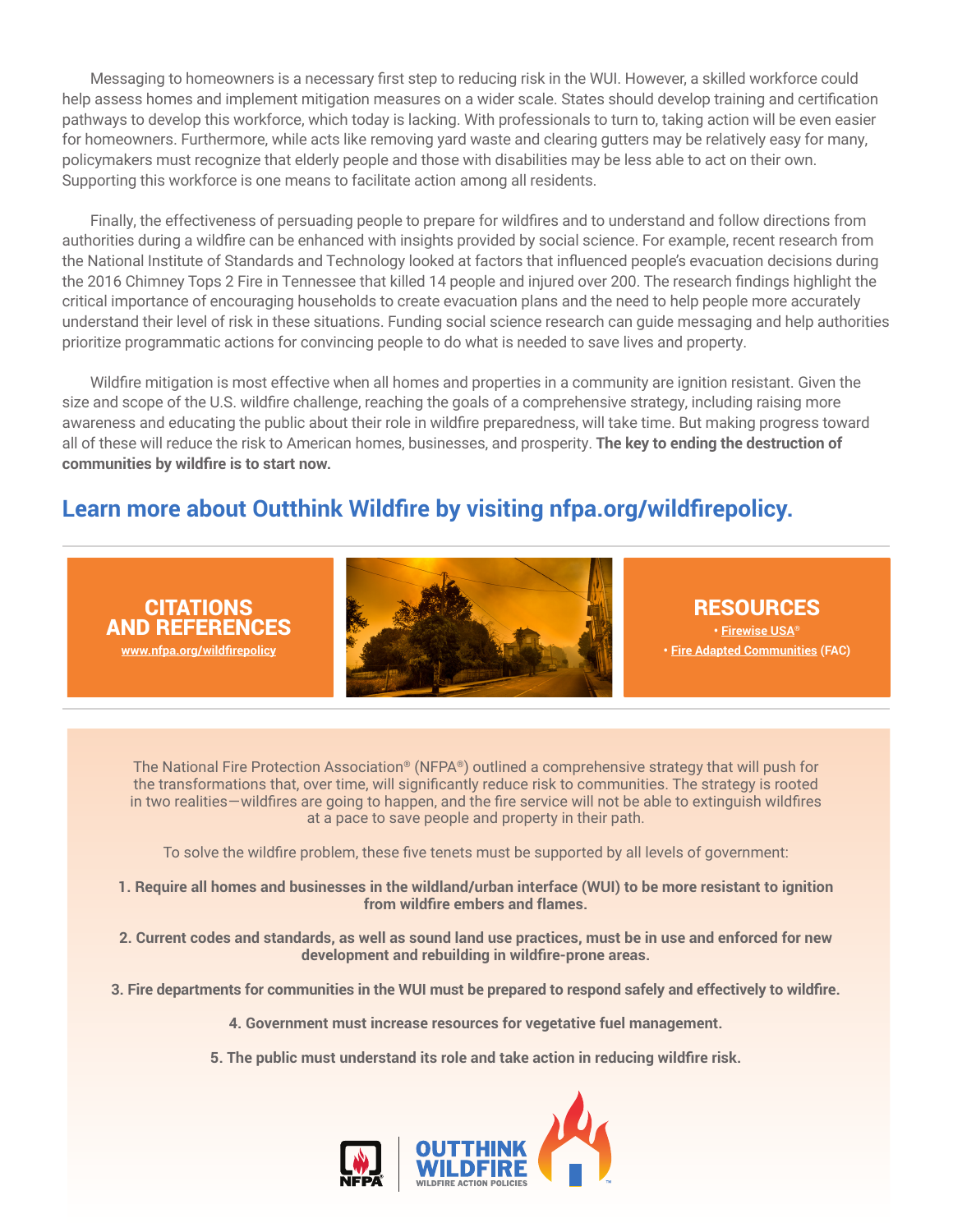Messaging to homeowners is a necessary first step to reducing risk in the WUI. However, a skilled workforce could help assess homes and implement mitigation measures on a wider scale. States should develop training and certification pathways to develop this workforce, which today is lacking. With professionals to turn to, taking action will be even easier for homeowners. Furthermore, while acts like removing yard waste and clearing gutters may be relatively easy for many, policymakers must recognize that elderly people and those with disabilities may be less able to act on their own. Supporting this workforce is one means to facilitate action among all residents.

Finally, the effectiveness of persuading people to prepare for wildfires and to understand and follow directions from authorities during a wildfire can be enhanced with insights provided by social science. For example, recent research from the National Institute of Standards and Technology looked at factors that influenced people's evacuation decisions during the 2016 Chimney Tops 2 Fire in Tennessee that killed 14 people and injured over 200. The research findings highlight the critical importance of encouraging households to create evacuation plans and the need to help people more accurately understand their level of risk in these situations. Funding social science research can guide messaging and help authorities prioritize programmatic actions for convincing people to do what is needed to save lives and property.

Wildfire mitigation is most effective when all homes and properties in a community are ignition resistant. Given the size and scope of the U.S. wildfire challenge, reaching the goals of a comprehensive strategy, including raising more awareness and educating the public about their role in wildfire preparedness, will take time. But making progress toward all of these will reduce the risk to American homes, businesses, and prosperity. **The key to ending the destruction of communities by wildfire is to start now.**

## Learn more about Outthink Wildfire by visiting nfpa.org/wildfirepolicy.

### CITATIONS AND REFERENCES

www.nfpa.org/wildfirepolicy

### RESOURCES

- Firewise USA®
- Fire Adapted Communities (FAC)

The National Fire Protection Association® (NFPA®) outlined a comprehensive strategy that will push for the transformations that, over time, will significantly reduce risk to communities. The strategy is rooted in two realities—wildfires are going to happen, and the fire service will not be able to extinguish wildfires at a pace to save people and property in their path.

To solve the wildfire problem, these five tenets must be supported by all levels of government:

1. **Require all homes and businesses in the wildland/urban interface (WUI) to be more resistant to ignition from wildfire embers and flames.**
2. **Current codes and standards, as well as sound land use practices, must be in use and enforced for new development and rebuilding in wildfire-prone areas.**
3. **Fire departments for communities in the WUI must be prepared to respond safely and effectively to wildfire.**
4. **Government must increase resources for vegetative fuel management.**
5. **The public must understand its role and take action in reducing wildfire risk.**

NFPA | OUTTHINK WILDFIRE — WILDFIRE ACTION POLICIES